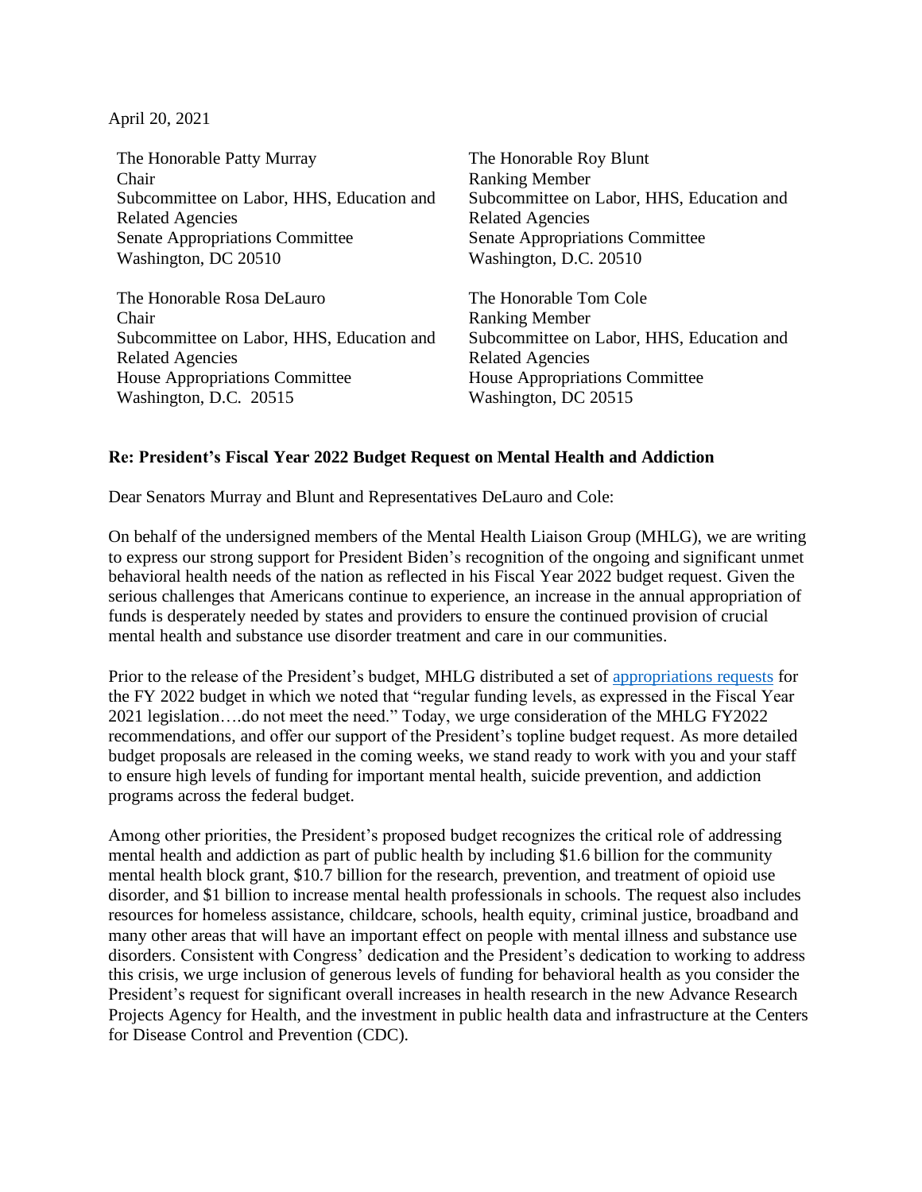April 20, 2021

The Honorable Patty Murray
Chair
Subcommittee on Labor, HHS, Education and Related Agencies
Senate Appropriations Committee
Washington, DC 20510

The Honorable Roy Blunt
Ranking Member
Subcommittee on Labor, HHS, Education and Related Agencies
Senate Appropriations Committee
Washington, D.C. 20510

The Honorable Rosa DeLauro
Chair
Subcommittee on Labor, HHS, Education and Related Agencies
House Appropriations Committee
Washington, D.C. 20515

The Honorable Tom Cole
Ranking Member
Subcommittee on Labor, HHS, Education and Related Agencies
House Appropriations Committee
Washington, DC 20515

**Re: President's Fiscal Year 2022 Budget Request on Mental Health and Addiction**

Dear Senators Murray and Blunt and Representatives DeLauro and Cole:

On behalf of the undersigned members of the Mental Health Liaison Group (MHLG), we are writing to express our strong support for President Biden's recognition of the ongoing and significant unmet behavioral health needs of the nation as reflected in his Fiscal Year 2022 budget request. Given the serious challenges that Americans continue to experience, an increase in the annual appropriation of funds is desperately needed by states and providers to ensure the continued provision of crucial mental health and substance use disorder treatment and care in our communities.

Prior to the release of the President's budget, MHLG distributed a set of appropriations requests for the FY 2022 budget in which we noted that "regular funding levels, as expressed in the Fiscal Year 2021 legislation….do not meet the need." Today, we urge consideration of the MHLG FY2022 recommendations, and offer our support of the President's topline budget request. As more detailed budget proposals are released in the coming weeks, we stand ready to work with you and your staff to ensure high levels of funding for important mental health, suicide prevention, and addiction programs across the federal budget.

Among other priorities, the President's proposed budget recognizes the critical role of addressing mental health and addiction as part of public health by including $1.6 billion for the community mental health block grant, $10.7 billion for the research, prevention, and treatment of opioid use disorder, and $1 billion to increase mental health professionals in schools. The request also includes resources for homeless assistance, childcare, schools, health equity, criminal justice, broadband and many other areas that will have an important effect on people with mental illness and substance use disorders. Consistent with Congress' dedication and the President's dedication to working to address this crisis, we urge inclusion of generous levels of funding for behavioral health as you consider the President's request for significant overall increases in health research in the new Advance Research Projects Agency for Health, and the investment in public health data and infrastructure at the Centers for Disease Control and Prevention (CDC).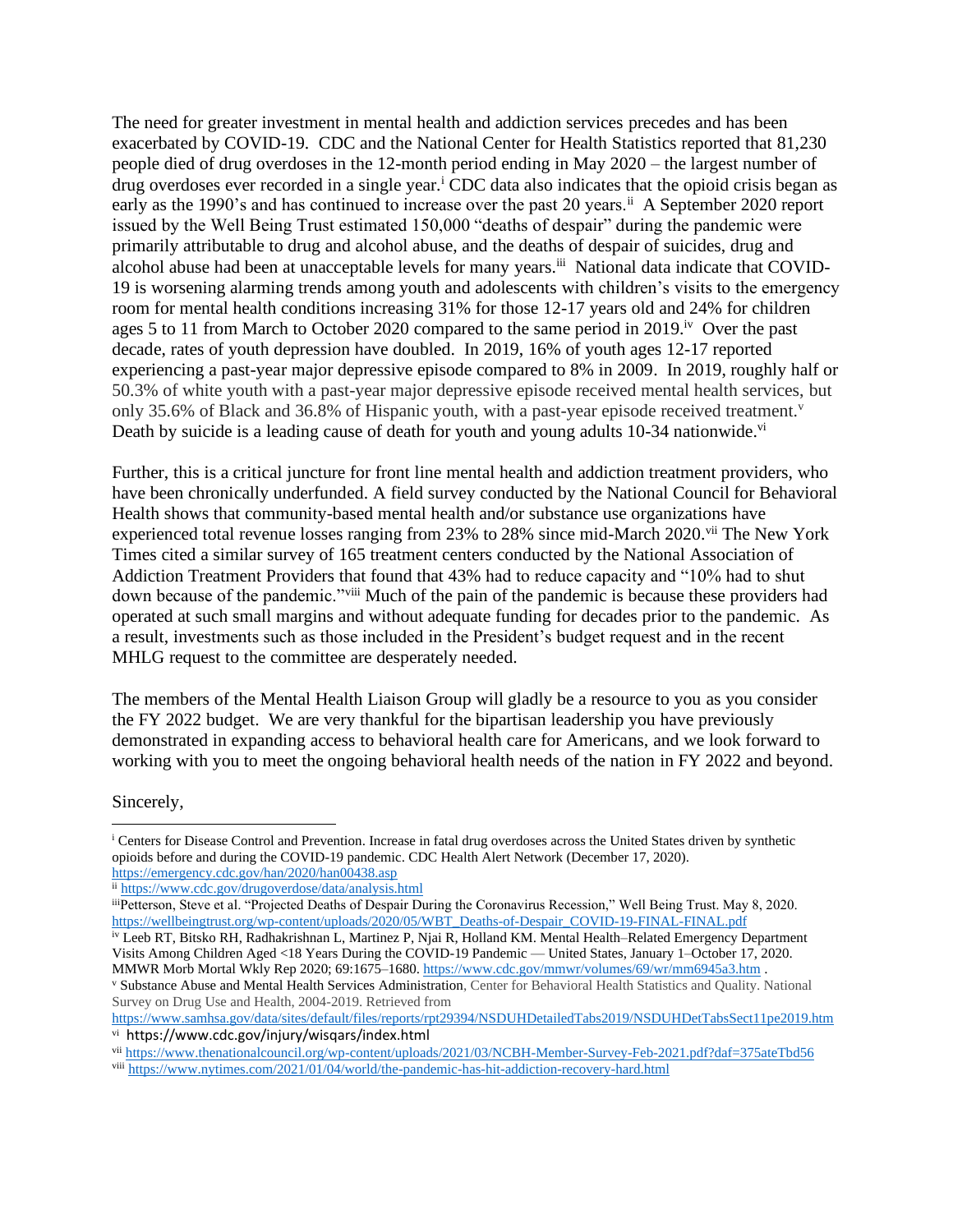The need for greater investment in mental health and addiction services precedes and has been exacerbated by COVID-19. CDC and the National Center for Health Statistics reported that 81,230 people died of drug overdoses in the 12-month period ending in May 2020 – the largest number of drug overdoses ever recorded in a single year.[i] CDC data also indicates that the opioid crisis began as early as the 1990's and has continued to increase over the past 20 years.[ii] A September 2020 report issued by the Well Being Trust estimated 150,000 "deaths of despair" during the pandemic were primarily attributable to drug and alcohol abuse, and the deaths of despair of suicides, drug and alcohol abuse had been at unacceptable levels for many years.[iii] National data indicate that COVID-19 is worsening alarming trends among youth and adolescents with children's visits to the emergency room for mental health conditions increasing 31% for those 12-17 years old and 24% for children ages 5 to 11 from March to October 2020 compared to the same period in 2019.[iv] Over the past decade, rates of youth depression have doubled. In 2019, 16% of youth ages 12-17 reported experiencing a past-year major depressive episode compared to 8% in 2009. In 2019, roughly half or 50.3% of white youth with a past-year major depressive episode received mental health services, but only 35.6% of Black and 36.8% of Hispanic youth, with a past-year episode received treatment.[v] Death by suicide is a leading cause of death for youth and young adults 10-34 nationwide.[vi]

Further, this is a critical juncture for front line mental health and addiction treatment providers, who have been chronically underfunded. A field survey conducted by the National Council for Behavioral Health shows that community-based mental health and/or substance use organizations have experienced total revenue losses ranging from 23% to 28% since mid-March 2020.[vii] The New York Times cited a similar survey of 165 treatment centers conducted by the National Association of Addiction Treatment Providers that found that 43% had to reduce capacity and "10% had to shut down because of the pandemic."[viii] Much of the pain of the pandemic is because these providers had operated at such small margins and without adequate funding for decades prior to the pandemic. As a result, investments such as those included in the President's budget request and in the recent MHLG request to the committee are desperately needed.

The members of the Mental Health Liaison Group will gladly be a resource to you as you consider the FY 2022 budget. We are very thankful for the bipartisan leadership you have previously demonstrated in expanding access to behavioral health care for Americans, and we look forward to working with you to meet the ongoing behavioral health needs of the nation in FY 2022 and beyond.

Sincerely,

---

[i] Centers for Disease Control and Prevention. Increase in fatal drug overdoses across the United States driven by synthetic opioids before and during the COVID-19 pandemic. CDC Health Alert Network (December 17, 2020). https://emergency.cdc.gov/han/2020/han00438.asp

[ii] https://www.cdc.gov/drugoverdose/data/analysis.html

[iii] Petterson, Steve et al. "Projected Deaths of Despair During the Coronavirus Recession," Well Being Trust. May 8, 2020. https://wellbeingtrust.org/wp-content/uploads/2020/05/WBT_Deaths-of-Despair_COVID-19-FINAL-FINAL.pdf

[iv] Leeb RT, Bitsko RH, Radhakrishnan L, Martinez P, Njai R, Holland KM. Mental Health–Related Emergency Department Visits Among Children Aged <18 Years During the COVID-19 Pandemic — United States, January 1–October 17, 2020. MMWR Morb Mortal Wkly Rep 2020; 69:1675–1680. https://www.cdc.gov/mmwr/volumes/69/wr/mm6945a3.htm .

[v] Substance Abuse and Mental Health Services Administration, Center for Behavioral Health Statistics and Quality. National Survey on Drug Use and Health, 2004-2019. Retrieved from https://www.samhsa.gov/data/sites/default/files/reports/rpt29394/NSDUHDetailedTabs2019/NSDUHDetTabsSect11pe2019.htm

[vi] https://www.cdc.gov/injury/wisqars/index.html

[vii] https://www.thenationalcouncil.org/wp-content/uploads/2021/03/NCBH-Member-Survey-Feb-2021.pdf?daf=375ateTbd56

[viii] https://www.nytimes.com/2021/01/04/world/the-pandemic-has-hit-addiction-recovery-hard.html